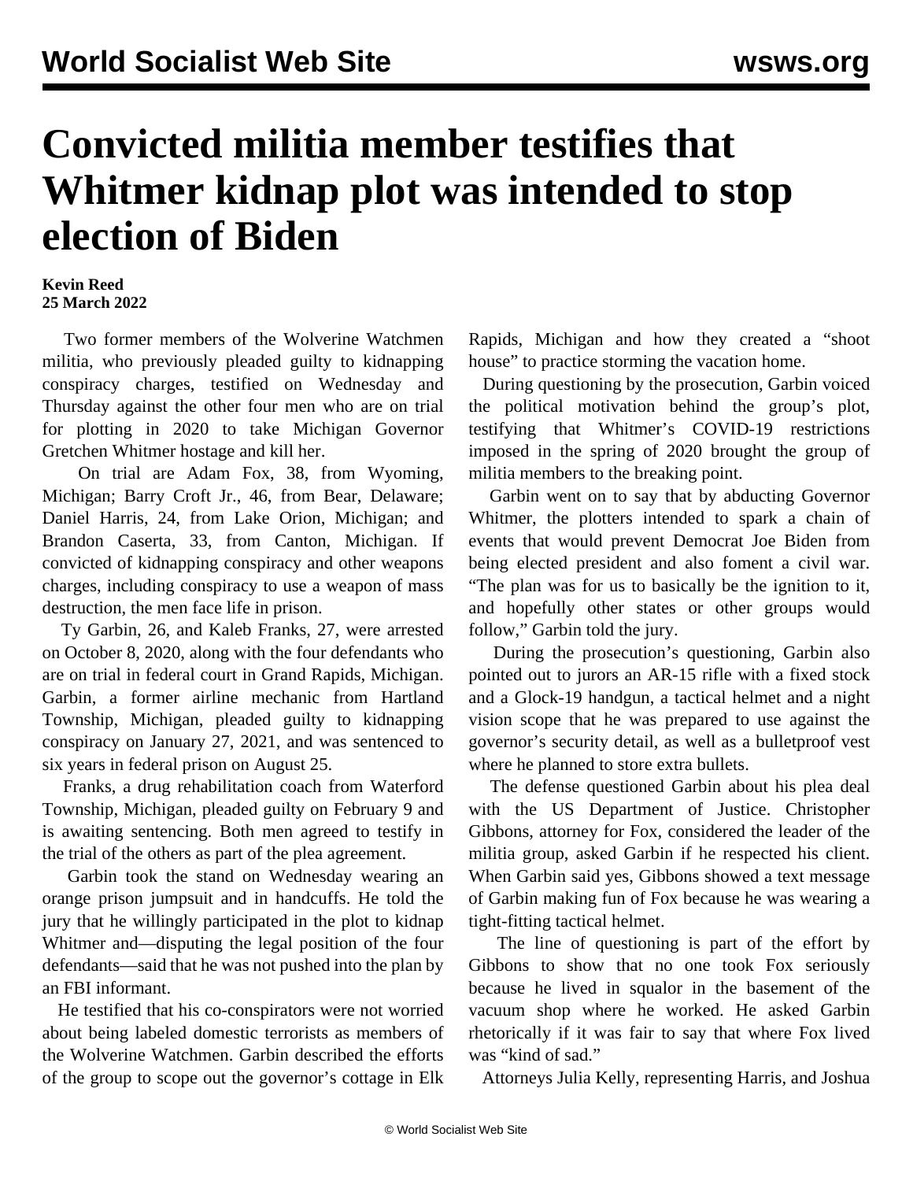# Convicted militia member testifies that Whitmer kidnap plot was intended to stop election of Biden

**Kevin Reed**
**25 March 2022**

Two former members of the Wolverine Watchmen militia, who previously pleaded guilty to kidnapping conspiracy charges, testified on Wednesday and Thursday against the other four men who are on trial for plotting in 2020 to take Michigan Governor Gretchen Whitmer hostage and kill her.

On trial are Adam Fox, 38, from Wyoming, Michigan; Barry Croft Jr., 46, from Bear, Delaware; Daniel Harris, 24, from Lake Orion, Michigan; and Brandon Caserta, 33, from Canton, Michigan. If convicted of kidnapping conspiracy and other weapons charges, including conspiracy to use a weapon of mass destruction, the men face life in prison.

Ty Garbin, 26, and Kaleb Franks, 27, were arrested on October 8, 2020, along with the four defendants who are on trial in federal court in Grand Rapids, Michigan. Garbin, a former airline mechanic from Hartland Township, Michigan, pleaded guilty to kidnapping conspiracy on January 27, 2021, and was sentenced to six years in federal prison on August 25.

Franks, a drug rehabilitation coach from Waterford Township, Michigan, pleaded guilty on February 9 and is awaiting sentencing. Both men agreed to testify in the trial of the others as part of the plea agreement.

Garbin took the stand on Wednesday wearing an orange prison jumpsuit and in handcuffs. He told the jury that he willingly participated in the plot to kidnap Whitmer and—disputing the legal position of the four defendants—said that he was not pushed into the plan by an FBI informant.

He testified that his co-conspirators were not worried about being labeled domestic terrorists as members of the Wolverine Watchmen. Garbin described the efforts of the group to scope out the governor's cottage in Elk Rapids, Michigan and how they created a "shoot house" to practice storming the vacation home.

During questioning by the prosecution, Garbin voiced the political motivation behind the group's plot, testifying that Whitmer's COVID-19 restrictions imposed in the spring of 2020 brought the group of militia members to the breaking point.

Garbin went on to say that by abducting Governor Whitmer, the plotters intended to spark a chain of events that would prevent Democrat Joe Biden from being elected president and also foment a civil war. "The plan was for us to basically be the ignition to it, and hopefully other states or other groups would follow," Garbin told the jury.

During the prosecution's questioning, Garbin also pointed out to jurors an AR-15 rifle with a fixed stock and a Glock-19 handgun, a tactical helmet and a night vision scope that he was prepared to use against the governor's security detail, as well as a bulletproof vest where he planned to store extra bullets.

The defense questioned Garbin about his plea deal with the US Department of Justice. Christopher Gibbons, attorney for Fox, considered the leader of the militia group, asked Garbin if he respected his client. When Garbin said yes, Gibbons showed a text message of Garbin making fun of Fox because he was wearing a tight-fitting tactical helmet.

The line of questioning is part of the effort by Gibbons to show that no one took Fox seriously because he lived in squalor in the basement of the vacuum shop where he worked. He asked Garbin rhetorically if it was fair to say that where Fox lived was "kind of sad."

Attorneys Julia Kelly, representing Harris, and Joshua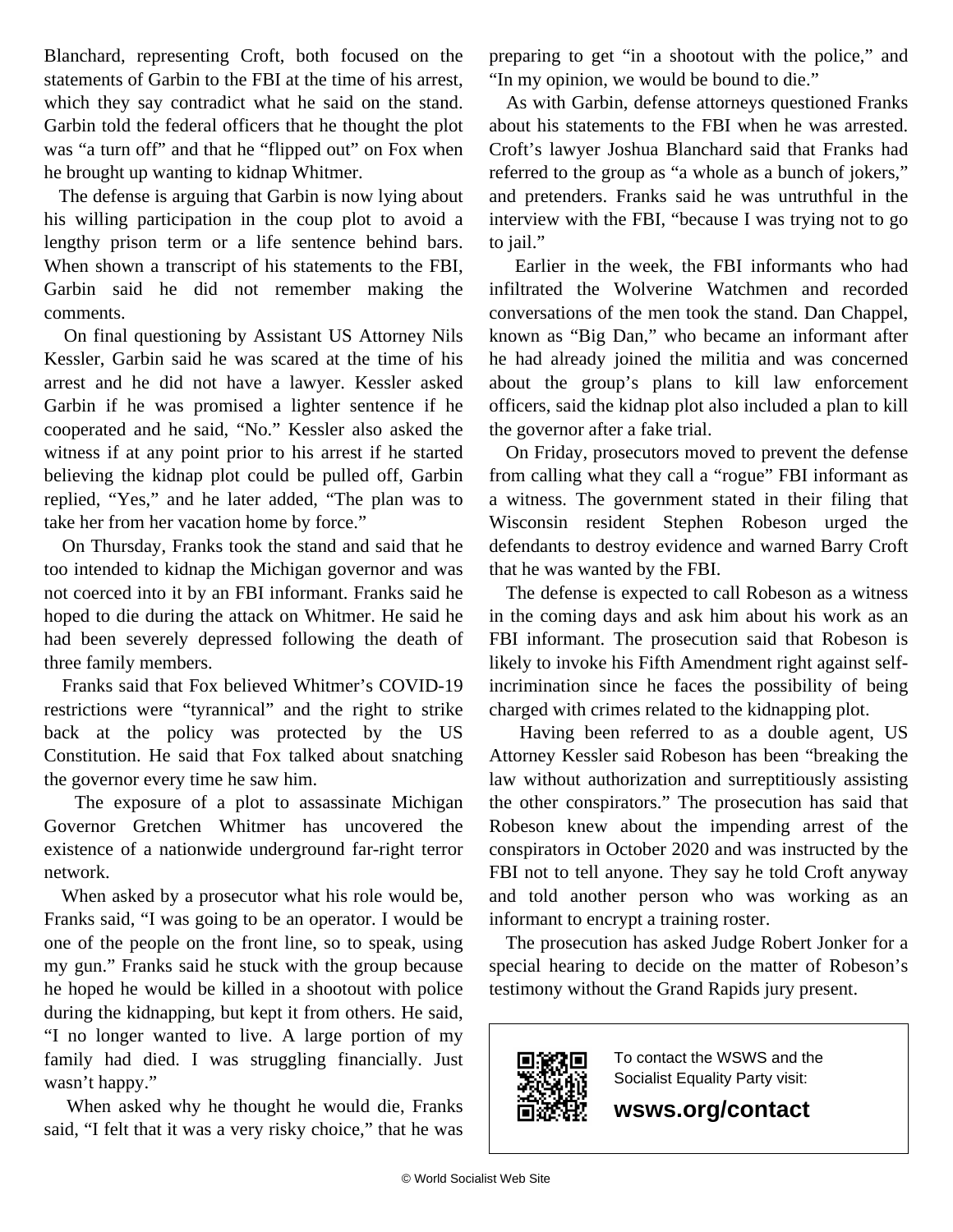Blanchard, representing Croft, both focused on the statements of Garbin to the FBI at the time of his arrest, which they say contradict what he said on the stand. Garbin told the federal officers that he thought the plot was "a turn off" and that he "flipped out" on Fox when he brought up wanting to kidnap Whitmer.

The defense is arguing that Garbin is now lying about his willing participation in the coup plot to avoid a lengthy prison term or a life sentence behind bars. When shown a transcript of his statements to the FBI, Garbin said he did not remember making the comments.

On final questioning by Assistant US Attorney Nils Kessler, Garbin said he was scared at the time of his arrest and he did not have a lawyer. Kessler asked Garbin if he was promised a lighter sentence if he cooperated and he said, "No." Kessler also asked the witness if at any point prior to his arrest if he started believing the kidnap plot could be pulled off, Garbin replied, "Yes," and he later added, "The plan was to take her from her vacation home by force."

On Thursday, Franks took the stand and said that he too intended to kidnap the Michigan governor and was not coerced into it by an FBI informant. Franks said he hoped to die during the attack on Whitmer. He said he had been severely depressed following the death of three family members.

Franks said that Fox believed Whitmer's COVID-19 restrictions were "tyrannical" and the right to strike back at the policy was protected by the US Constitution. He said that Fox talked about snatching the governor every time he saw him.

The exposure of a plot to assassinate Michigan Governor Gretchen Whitmer has uncovered the existence of a nationwide underground far-right terror network.

When asked by a prosecutor what his role would be, Franks said, "I was going to be an operator. I would be one of the people on the front line, so to speak, using my gun." Franks said he stuck with the group because he hoped he would be killed in a shootout with police during the kidnapping, but kept it from others. He said, "I no longer wanted to live. A large portion of my family had died. I was struggling financially. Just wasn't happy."

When asked why he thought he would die, Franks said, "I felt that it was a very risky choice," that he was preparing to get "in a shootout with the police," and "In my opinion, we would be bound to die."

As with Garbin, defense attorneys questioned Franks about his statements to the FBI when he was arrested. Croft's lawyer Joshua Blanchard said that Franks had referred to the group as "a whole as a bunch of jokers," and pretenders. Franks said he was untruthful in the interview with the FBI, "because I was trying not to go to jail."

Earlier in the week, the FBI informants who had infiltrated the Wolverine Watchmen and recorded conversations of the men took the stand. Dan Chappel, known as "Big Dan," who became an informant after he had already joined the militia and was concerned about the group's plans to kill law enforcement officers, said the kidnap plot also included a plan to kill the governor after a fake trial.

On Friday, prosecutors moved to prevent the defense from calling what they call a "rogue" FBI informant as a witness. The government stated in their filing that Wisconsin resident Stephen Robeson urged the defendants to destroy evidence and warned Barry Croft that he was wanted by the FBI.

The defense is expected to call Robeson as a witness in the coming days and ask him about his work as an FBI informant. The prosecution said that Robeson is likely to invoke his Fifth Amendment right against self-incrimination since he faces the possibility of being charged with crimes related to the kidnapping plot.

Having been referred to as a double agent, US Attorney Kessler said Robeson has been "breaking the law without authorization and surreptitiously assisting the other conspirators." The prosecution has said that Robeson knew about the impending arrest of the conspirators in October 2020 and was instructed by the FBI not to tell anyone. They say he told Croft anyway and told another person who was working as an informant to encrypt a training roster.

The prosecution has asked Judge Robert Jonker for a special hearing to decide on the matter of Robeson's testimony without the Grand Rapids jury present.

To contact the WSWS and the Socialist Equality Party visit:

**wsws.org/contact**